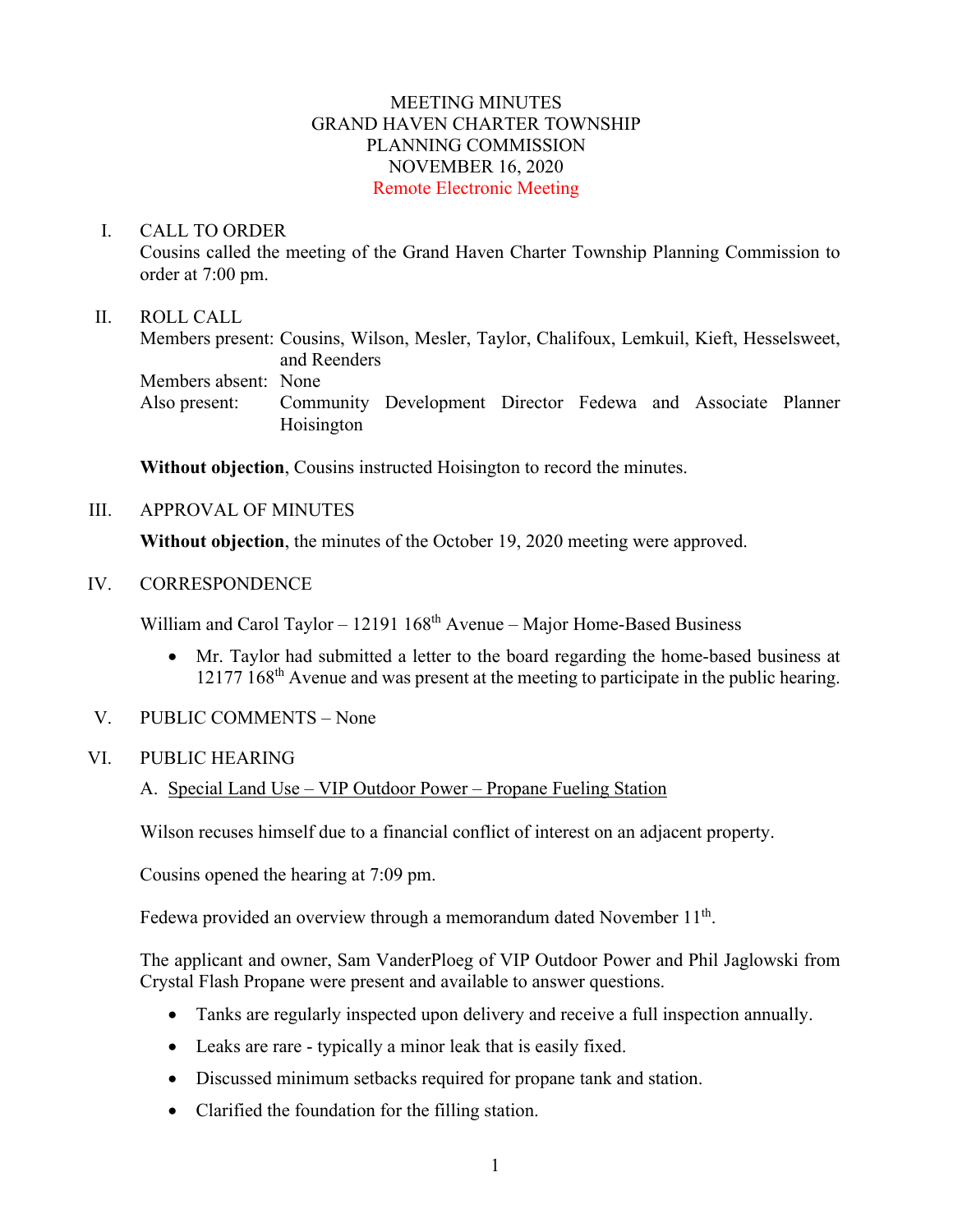# MEETING MINUTES
## GRAND HAVEN CHARTER TOWNSHIP
## PLANNING COMMISSION
## NOVEMBER 16, 2020
### Remote Electronic Meeting

I. CALL TO ORDER

Cousins called the meeting of the Grand Haven Charter Township Planning Commission to order at 7:00 pm.

II. ROLL CALL

Members present: Cousins, Wilson, Mesler, Taylor, Chalifoux, Lemkuil, Kieft, Hesselsweet, and Reenders
Members absent: None
Also present: Community Development Director Fedewa and Associate Planner Hoisington

**Without objection**, Cousins instructed Hoisington to record the minutes.

III. APPROVAL OF MINUTES

**Without objection**, the minutes of the October 19, 2020 meeting were approved.

IV. CORRESPONDENCE

William and Carol Taylor – 12191 168th Avenue – Major Home-Based Business

- Mr. Taylor had submitted a letter to the board regarding the home-based business at 12177 168th Avenue and was present at the meeting to participate in the public hearing.

V. PUBLIC COMMENTS – None

VI. PUBLIC HEARING

A. Special Land Use – VIP Outdoor Power – Propane Fueling Station

Wilson recuses himself due to a financial conflict of interest on an adjacent property.

Cousins opened the hearing at 7:09 pm.

Fedewa provided an overview through a memorandum dated November 11th.

The applicant and owner, Sam VanderPloeg of VIP Outdoor Power and Phil Jaglowski from Crystal Flash Propane were present and available to answer questions.

- Tanks are regularly inspected upon delivery and receive a full inspection annually.
- Leaks are rare - typically a minor leak that is easily fixed.
- Discussed minimum setbacks required for propane tank and station.
- Clarified the foundation for the filling station.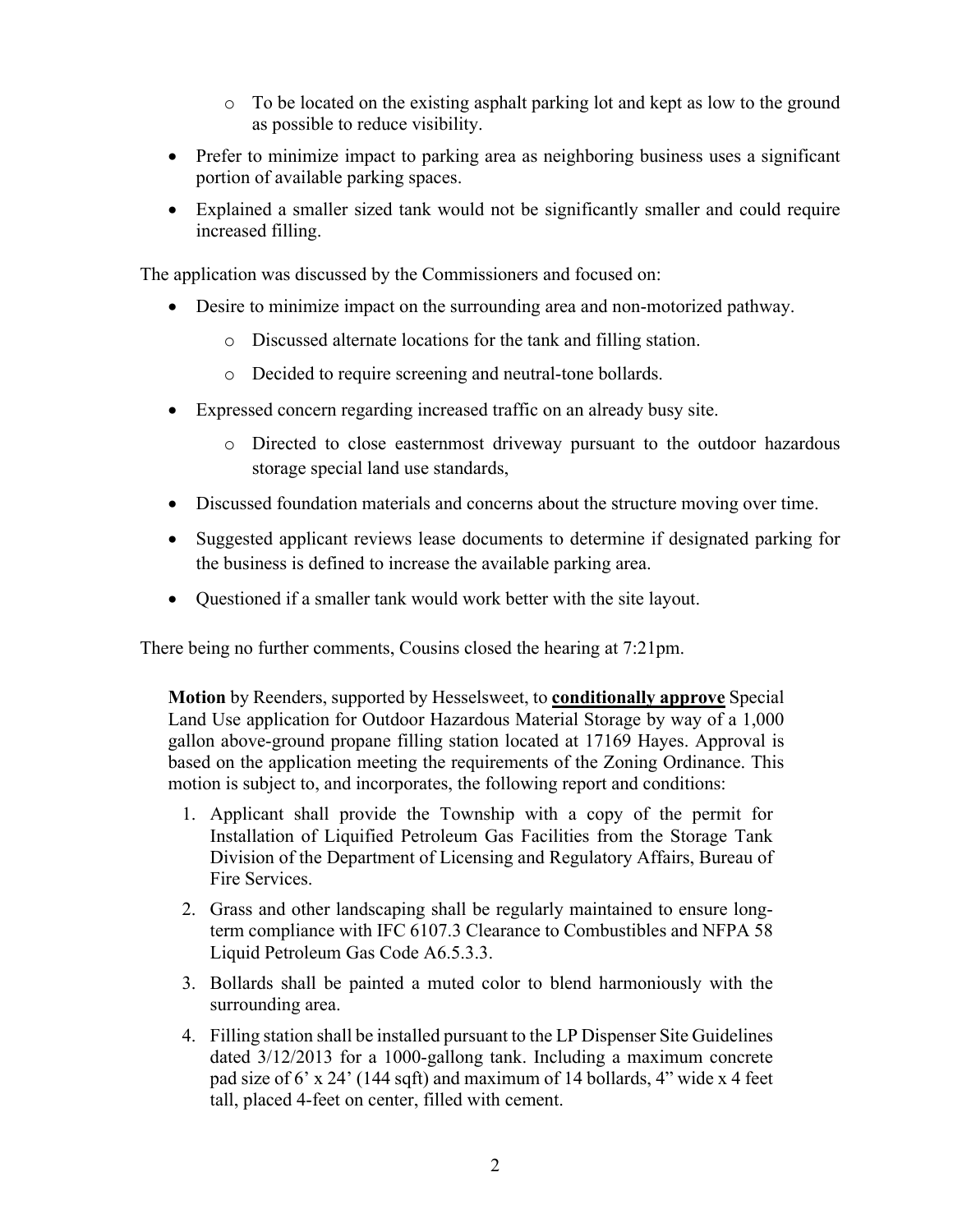- To be located on the existing asphalt parking lot and kept as low to the ground as possible to reduce visibility.
- Prefer to minimize impact to parking area as neighboring business uses a significant portion of available parking spaces.
- Explained a smaller sized tank would not be significantly smaller and could require increased filling.

The application was discussed by the Commissioners and focused on:

- Desire to minimize impact on the surrounding area and non-motorized pathway.
  - Discussed alternate locations for the tank and filling station.
  - Decided to require screening and neutral-tone bollards.
- Expressed concern regarding increased traffic on an already busy site.
  - Directed to close easternmost driveway pursuant to the outdoor hazardous storage special land use standards,
- Discussed foundation materials and concerns about the structure moving over time.
- Suggested applicant reviews lease documents to determine if designated parking for the business is defined to increase the available parking area.
- Questioned if a smaller tank would work better with the site layout.

There being no further comments, Cousins closed the hearing at 7:21pm.

> **Motion** by Reenders, supported by Hesselsweet, to **conditionally approve** Special Land Use application for Outdoor Hazardous Material Storage by way of a 1,000 gallon above-ground propane filling station located at 17169 Hayes. Approval is based on the application meeting the requirements of the Zoning Ordinance. This motion is subject to, and incorporates, the following report and conditions:
>
> 1. Applicant shall provide the Township with a copy of the permit for Installation of Liquified Petroleum Gas Facilities from the Storage Tank Division of the Department of Licensing and Regulatory Affairs, Bureau of Fire Services.
> 2. Grass and other landscaping shall be regularly maintained to ensure long-term compliance with IFC 6107.3 Clearance to Combustibles and NFPA 58 Liquid Petroleum Gas Code A6.5.3.3.
> 3. Bollards shall be painted a muted color to blend harmoniously with the surrounding area.
> 4. Filling station shall be installed pursuant to the LP Dispenser Site Guidelines dated 3/12/2013 for a 1000-gallong tank. Including a maximum concrete pad size of 6' x 24' (144 sqft) and maximum of 14 bollards, 4" wide x 4 feet tall, placed 4-feet on center, filled with cement.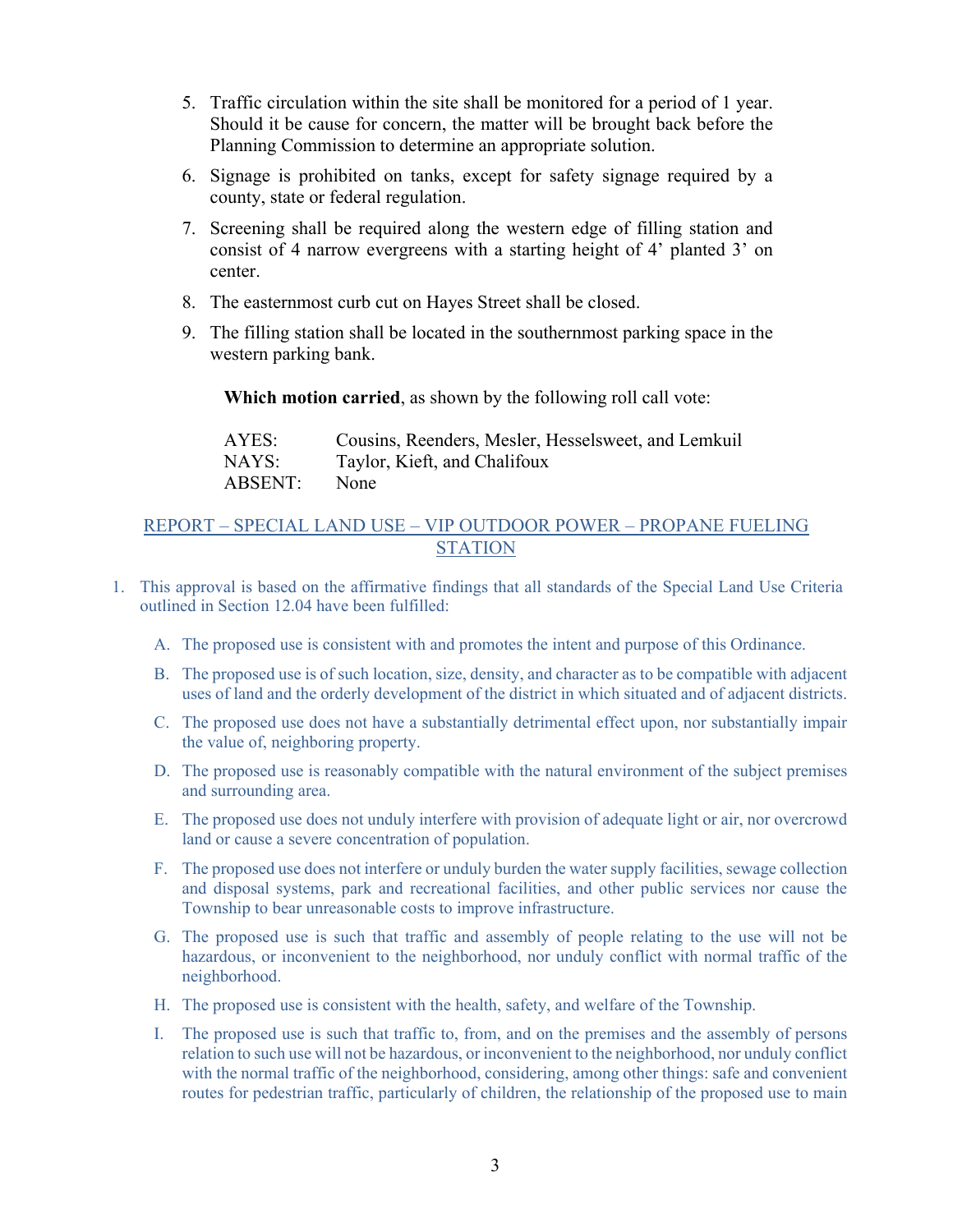5. Traffic circulation within the site shall be monitored for a period of 1 year. Should it be cause for concern, the matter will be brought back before the Planning Commission to determine an appropriate solution.
6. Signage is prohibited on tanks, except for safety signage required by a county, state or federal regulation.
7. Screening shall be required along the western edge of filling station and consist of 4 narrow evergreens with a starting height of 4' planted 3' on center.
8. The easternmost curb cut on Hayes Street shall be closed.
9. The filling station shall be located in the southernmost parking space in the western parking bank.

**Which motion carried**, as shown by the following roll call vote:

AYES: Cousins, Reenders, Mesler, Hesselsweet, and Lemkuil
NAYS: Taylor, Kieft, and Chalifoux
ABSENT: None

## REPORT – SPECIAL LAND USE – VIP OUTDOOR POWER – PROPANE FUELING STATION

1. This approval is based on the affirmative findings that all standards of the Special Land Use Criteria outlined in Section 12.04 have been fulfilled:

   A. The proposed use is consistent with and promotes the intent and purpose of this Ordinance.

   B. The proposed use is of such location, size, density, and character as to be compatible with adjacent uses of land and the orderly development of the district in which situated and of adjacent districts.

   C. The proposed use does not have a substantially detrimental effect upon, nor substantially impair the value of, neighboring property.

   D. The proposed use is reasonably compatible with the natural environment of the subject premises and surrounding area.

   E. The proposed use does not unduly interfere with provision of adequate light or air, nor overcrowd land or cause a severe concentration of population.

   F. The proposed use does not interfere or unduly burden the water supply facilities, sewage collection and disposal systems, park and recreational facilities, and other public services nor cause the Township to bear unreasonable costs to improve infrastructure.

   G. The proposed use is such that traffic and assembly of people relating to the use will not be hazardous, or inconvenient to the neighborhood, nor unduly conflict with normal traffic of the neighborhood.

   H. The proposed use is consistent with the health, safety, and welfare of the Township.

   I. The proposed use is such that traffic to, from, and on the premises and the assembly of persons relation to such use will not be hazardous, or inconvenient to the neighborhood, nor unduly conflict with the normal traffic of the neighborhood, considering, among other things: safe and convenient routes for pedestrian traffic, particularly of children, the relationship of the proposed use to main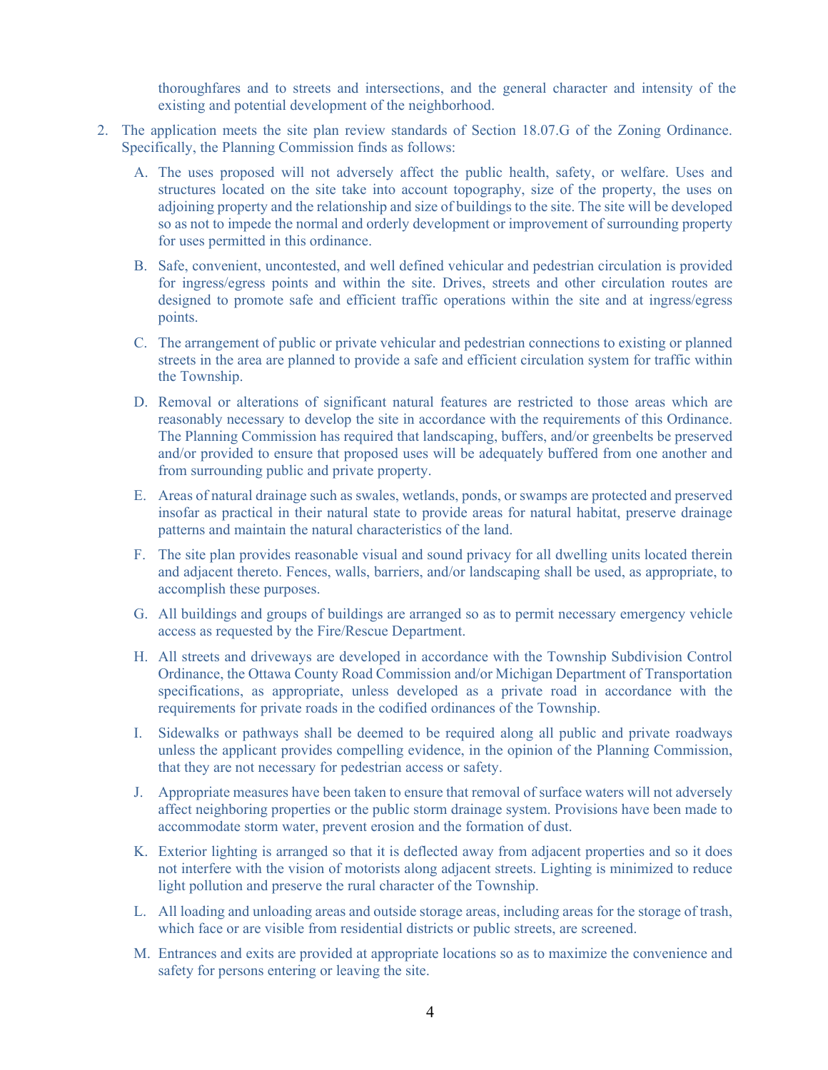thoroughfares and to streets and intersections, and the general character and intensity of the existing and potential development of the neighborhood.

2. The application meets the site plan review standards of Section 18.07.G of the Zoning Ordinance. Specifically, the Planning Commission finds as follows:

   A. The uses proposed will not adversely affect the public health, safety, or welfare. Uses and structures located on the site take into account topography, size of the property, the uses on adjoining property and the relationship and size of buildings to the site. The site will be developed so as not to impede the normal and orderly development or improvement of surrounding property for uses permitted in this ordinance.

   B. Safe, convenient, uncontested, and well defined vehicular and pedestrian circulation is provided for ingress/egress points and within the site. Drives, streets and other circulation routes are designed to promote safe and efficient traffic operations within the site and at ingress/egress points.

   C. The arrangement of public or private vehicular and pedestrian connections to existing or planned streets in the area are planned to provide a safe and efficient circulation system for traffic within the Township.

   D. Removal or alterations of significant natural features are restricted to those areas which are reasonably necessary to develop the site in accordance with the requirements of this Ordinance. The Planning Commission has required that landscaping, buffers, and/or greenbelts be preserved and/or provided to ensure that proposed uses will be adequately buffered from one another and from surrounding public and private property.

   E. Areas of natural drainage such as swales, wetlands, ponds, or swamps are protected and preserved insofar as practical in their natural state to provide areas for natural habitat, preserve drainage patterns and maintain the natural characteristics of the land.

   F. The site plan provides reasonable visual and sound privacy for all dwelling units located therein and adjacent thereto. Fences, walls, barriers, and/or landscaping shall be used, as appropriate, to accomplish these purposes.

   G. All buildings and groups of buildings are arranged so as to permit necessary emergency vehicle access as requested by the Fire/Rescue Department.

   H. All streets and driveways are developed in accordance with the Township Subdivision Control Ordinance, the Ottawa County Road Commission and/or Michigan Department of Transportation specifications, as appropriate, unless developed as a private road in accordance with the requirements for private roads in the codified ordinances of the Township.

   I. Sidewalks or pathways shall be deemed to be required along all public and private roadways unless the applicant provides compelling evidence, in the opinion of the Planning Commission, that they are not necessary for pedestrian access or safety.

   J. Appropriate measures have been taken to ensure that removal of surface waters will not adversely affect neighboring properties or the public storm drainage system. Provisions have been made to accommodate storm water, prevent erosion and the formation of dust.

   K. Exterior lighting is arranged so that it is deflected away from adjacent properties and so it does not interfere with the vision of motorists along adjacent streets. Lighting is minimized to reduce light pollution and preserve the rural character of the Township.

   L. All loading and unloading areas and outside storage areas, including areas for the storage of trash, which face or are visible from residential districts or public streets, are screened.

   M. Entrances and exits are provided at appropriate locations so as to maximize the convenience and safety for persons entering or leaving the site.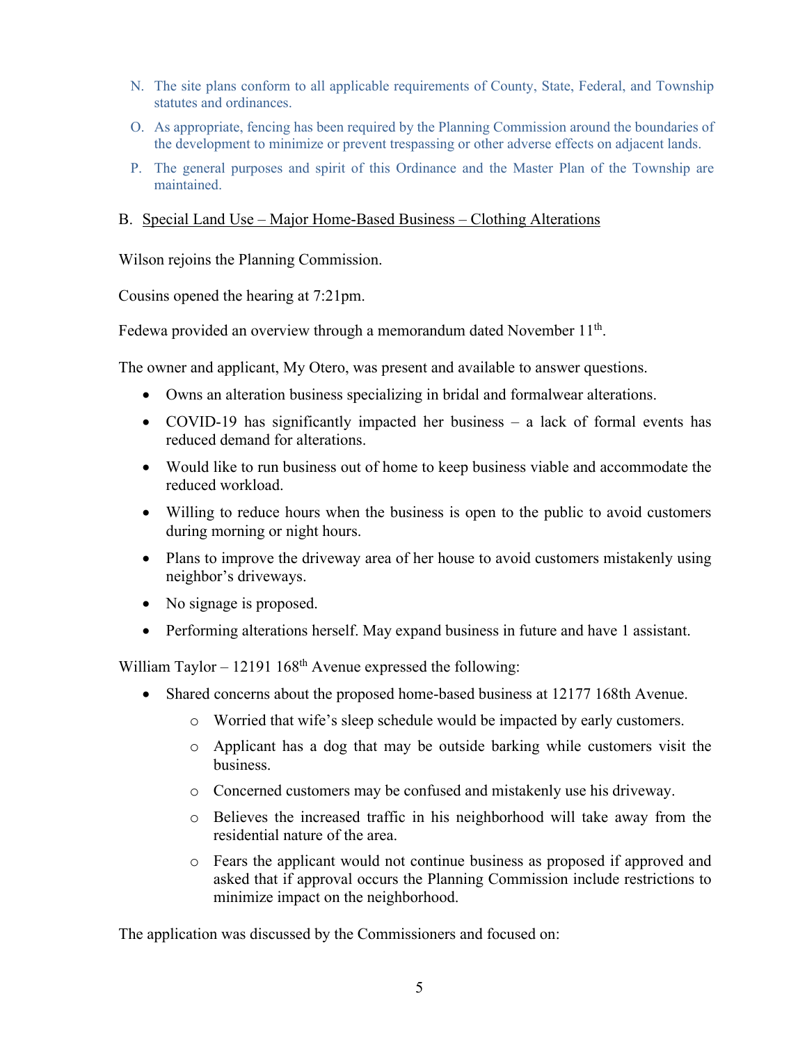N. The site plans conform to all applicable requirements of County, State, Federal, and Township statutes and ordinances.

O. As appropriate, fencing has been required by the Planning Commission around the boundaries of the development to minimize or prevent trespassing or other adverse effects on adjacent lands.

P. The general purposes and spirit of this Ordinance and the Master Plan of the Township are maintained.

B. <u>Special Land Use – Major Home-Based Business – Clothing Alterations</u>

Wilson rejoins the Planning Commission.

Cousins opened the hearing at 7:21pm.

Fedewa provided an overview through a memorandum dated November 11th.

The owner and applicant, My Otero, was present and available to answer questions.

- Owns an alteration business specializing in bridal and formalwear alterations.
- COVID-19 has significantly impacted her business – a lack of formal events has reduced demand for alterations.
- Would like to run business out of home to keep business viable and accommodate the reduced workload.
- Willing to reduce hours when the business is open to the public to avoid customers during morning or night hours.
- Plans to improve the driveway area of her house to avoid customers mistakenly using neighbor's driveways.
- No signage is proposed.
- Performing alterations herself. May expand business in future and have 1 assistant.

William Taylor – 12191 168th Avenue expressed the following:

- Shared concerns about the proposed home-based business at 12177 168th Avenue.
  - Worried that wife's sleep schedule would be impacted by early customers.
  - Applicant has a dog that may be outside barking while customers visit the business.
  - Concerned customers may be confused and mistakenly use his driveway.
  - Believes the increased traffic in his neighborhood will take away from the residential nature of the area.
  - Fears the applicant would not continue business as proposed if approved and asked that if approval occurs the Planning Commission include restrictions to minimize impact on the neighborhood.

The application was discussed by the Commissioners and focused on: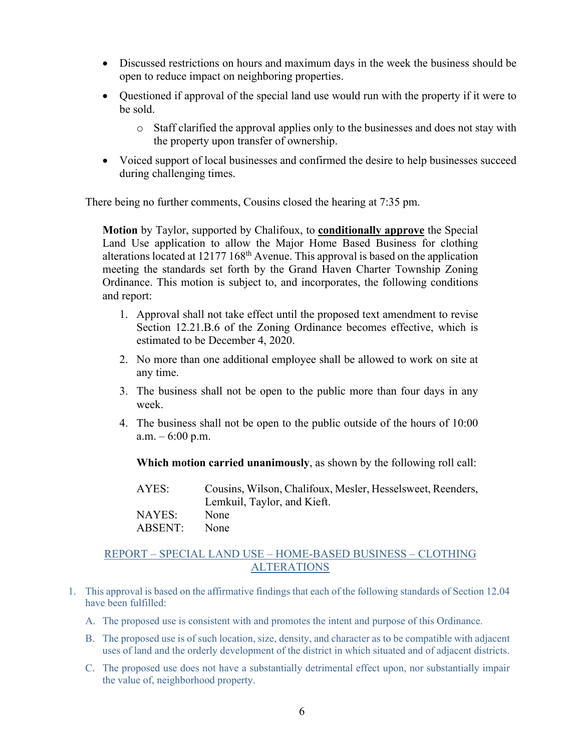- Discussed restrictions on hours and maximum days in the week the business should be open to reduce impact on neighboring properties.
- Questioned if approval of the special land use would run with the property if it were to be sold.
    - Staff clarified the approval applies only to the businesses and does not stay with the property upon transfer of ownership.
- Voiced support of local businesses and confirmed the desire to help businesses succeed during challenging times.

There being no further comments, Cousins closed the hearing at 7:35 pm.

> **Motion** by Taylor, supported by Chalifoux, to <u>**conditionally approve**</u> the Special Land Use application to allow the Major Home Based Business for clothing alterations located at 12177 168th Avenue. This approval is based on the application meeting the standards set forth by the Grand Haven Charter Township Zoning Ordinance. This motion is subject to, and incorporates, the following conditions and report:
>
> 1. Approval shall not take effect until the proposed text amendment to revise Section 12.21.B.6 of the Zoning Ordinance becomes effective, which is estimated to be December 4, 2020.
> 2. No more than one additional employee shall be allowed to work on site at any time.
> 3. The business shall not be open to the public more than four days in any week.
> 4. The business shall not be open to the public outside of the hours of 10:00 a.m. – 6:00 p.m.
>
> **Which motion carried unanimously**, as shown by the following roll call:
>
> AYES: Cousins, Wilson, Chalifoux, Mesler, Hesselsweet, Reenders, Lemkuil, Taylor, and Kieft.
> NAYES: None
> ABSENT: None

<u>REPORT – SPECIAL LAND USE – HOME-BASED BUSINESS – CLOTHING ALTERATIONS</u>

1. This approval is based on the affirmative findings that each of the following standards of Section 12.04 have been fulfilled:
    A. The proposed use is consistent with and promotes the intent and purpose of this Ordinance.
    B. The proposed use is of such location, size, density, and character as to be compatible with adjacent uses of land and the orderly development of the district in which situated and of adjacent districts.
    C. The proposed use does not have a substantially detrimental effect upon, nor substantially impair the value of, neighborhood property.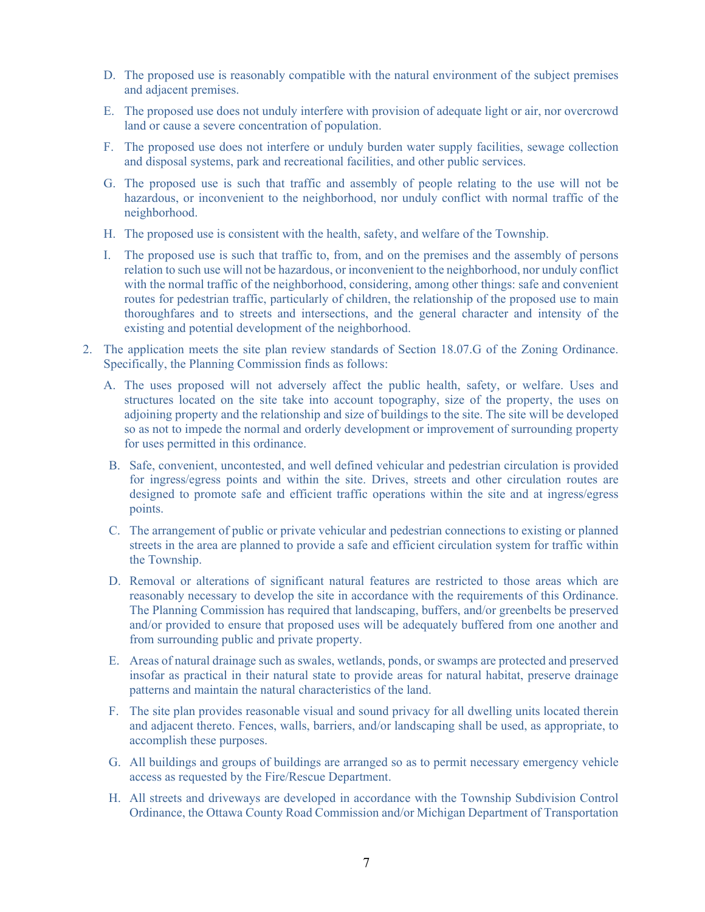D. The proposed use is reasonably compatible with the natural environment of the subject premises and adjacent premises.

E. The proposed use does not unduly interfere with provision of adequate light or air, nor overcrowd land or cause a severe concentration of population.

F. The proposed use does not interfere or unduly burden water supply facilities, sewage collection and disposal systems, park and recreational facilities, and other public services.

G. The proposed use is such that traffic and assembly of people relating to the use will not be hazardous, or inconvenient to the neighborhood, nor unduly conflict with normal traffic of the neighborhood.

H. The proposed use is consistent with the health, safety, and welfare of the Township.

I. The proposed use is such that traffic to, from, and on the premises and the assembly of persons relation to such use will not be hazardous, or inconvenient to the neighborhood, nor unduly conflict with the normal traffic of the neighborhood, considering, among other things: safe and convenient routes for pedestrian traffic, particularly of children, the relationship of the proposed use to main thoroughfares and to streets and intersections, and the general character and intensity of the existing and potential development of the neighborhood.

2. The application meets the site plan review standards of Section 18.07.G of the Zoning Ordinance. Specifically, the Planning Commission finds as follows:

   A. The uses proposed will not adversely affect the public health, safety, or welfare. Uses and structures located on the site take into account topography, size of the property, the uses on adjoining property and the relationship and size of buildings to the site. The site will be developed so as not to impede the normal and orderly development or improvement of surrounding property for uses permitted in this ordinance.

   B. Safe, convenient, uncontested, and well defined vehicular and pedestrian circulation is provided for ingress/egress points and within the site. Drives, streets and other circulation routes are designed to promote safe and efficient traffic operations within the site and at ingress/egress points.

   C. The arrangement of public or private vehicular and pedestrian connections to existing or planned streets in the area are planned to provide a safe and efficient circulation system for traffic within the Township.

   D. Removal or alterations of significant natural features are restricted to those areas which are reasonably necessary to develop the site in accordance with the requirements of this Ordinance. The Planning Commission has required that landscaping, buffers, and/or greenbelts be preserved and/or provided to ensure that proposed uses will be adequately buffered from one another and from surrounding public and private property.

   E. Areas of natural drainage such as swales, wetlands, ponds, or swamps are protected and preserved insofar as practical in their natural state to provide areas for natural habitat, preserve drainage patterns and maintain the natural characteristics of the land.

   F. The site plan provides reasonable visual and sound privacy for all dwelling units located therein and adjacent thereto. Fences, walls, barriers, and/or landscaping shall be used, as appropriate, to accomplish these purposes.

   G. All buildings and groups of buildings are arranged so as to permit necessary emergency vehicle access as requested by the Fire/Rescue Department.

   H. All streets and driveways are developed in accordance with the Township Subdivision Control Ordinance, the Ottawa County Road Commission and/or Michigan Department of Transportation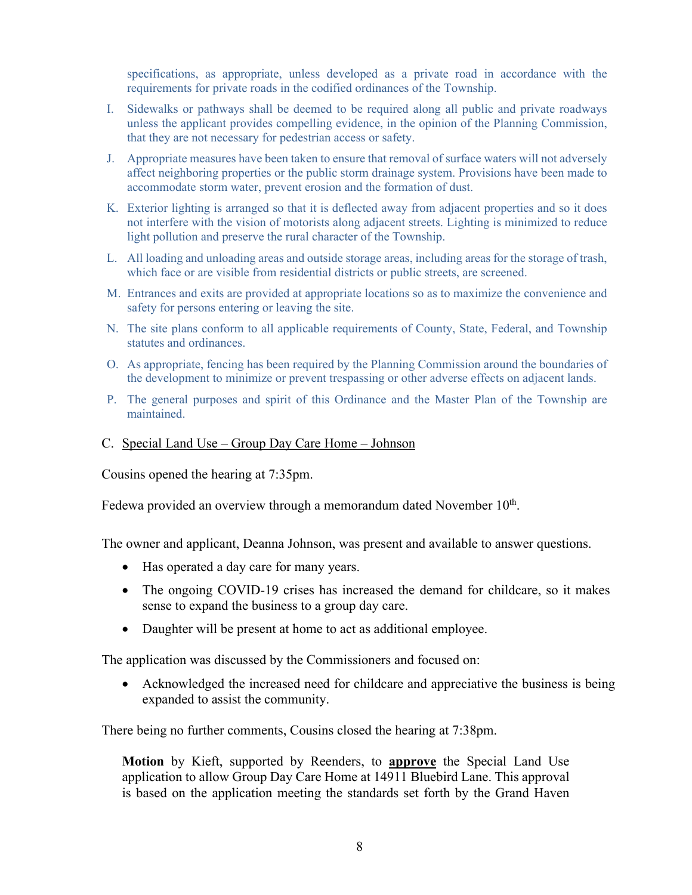specifications, as appropriate, unless developed as a private road in accordance with the requirements for private roads in the codified ordinances of the Township.

I. Sidewalks or pathways shall be deemed to be required along all public and private roadways unless the applicant provides compelling evidence, in the opinion of the Planning Commission, that they are not necessary for pedestrian access or safety.

J. Appropriate measures have been taken to ensure that removal of surface waters will not adversely affect neighboring properties or the public storm drainage system. Provisions have been made to accommodate storm water, prevent erosion and the formation of dust.

K. Exterior lighting is arranged so that it is deflected away from adjacent properties and so it does not interfere with the vision of motorists along adjacent streets. Lighting is minimized to reduce light pollution and preserve the rural character of the Township.

L. All loading and unloading areas and outside storage areas, including areas for the storage of trash, which face or are visible from residential districts or public streets, are screened.

M. Entrances and exits are provided at appropriate locations so as to maximize the convenience and safety for persons entering or leaving the site.

N. The site plans conform to all applicable requirements of County, State, Federal, and Township statutes and ordinances.

O. As appropriate, fencing has been required by the Planning Commission around the boundaries of the development to minimize or prevent trespassing or other adverse effects on adjacent lands.

P. The general purposes and spirit of this Ordinance and the Master Plan of the Township are maintained.

C. Special Land Use – Group Day Care Home – Johnson

Cousins opened the hearing at 7:35pm.

Fedewa provided an overview through a memorandum dated November 10th.

The owner and applicant, Deanna Johnson, was present and available to answer questions.

- Has operated a day care for many years.
- The ongoing COVID-19 crises has increased the demand for childcare, so it makes sense to expand the business to a group day care.
- Daughter will be present at home to act as additional employee.

The application was discussed by the Commissioners and focused on:

- Acknowledged the increased need for childcare and appreciative the business is being expanded to assist the community.

There being no further comments, Cousins closed the hearing at 7:38pm.

**Motion** by Kieft, supported by Reenders, to **approve** the Special Land Use application to allow Group Day Care Home at 14911 Bluebird Lane. This approval is based on the application meeting the standards set forth by the Grand Haven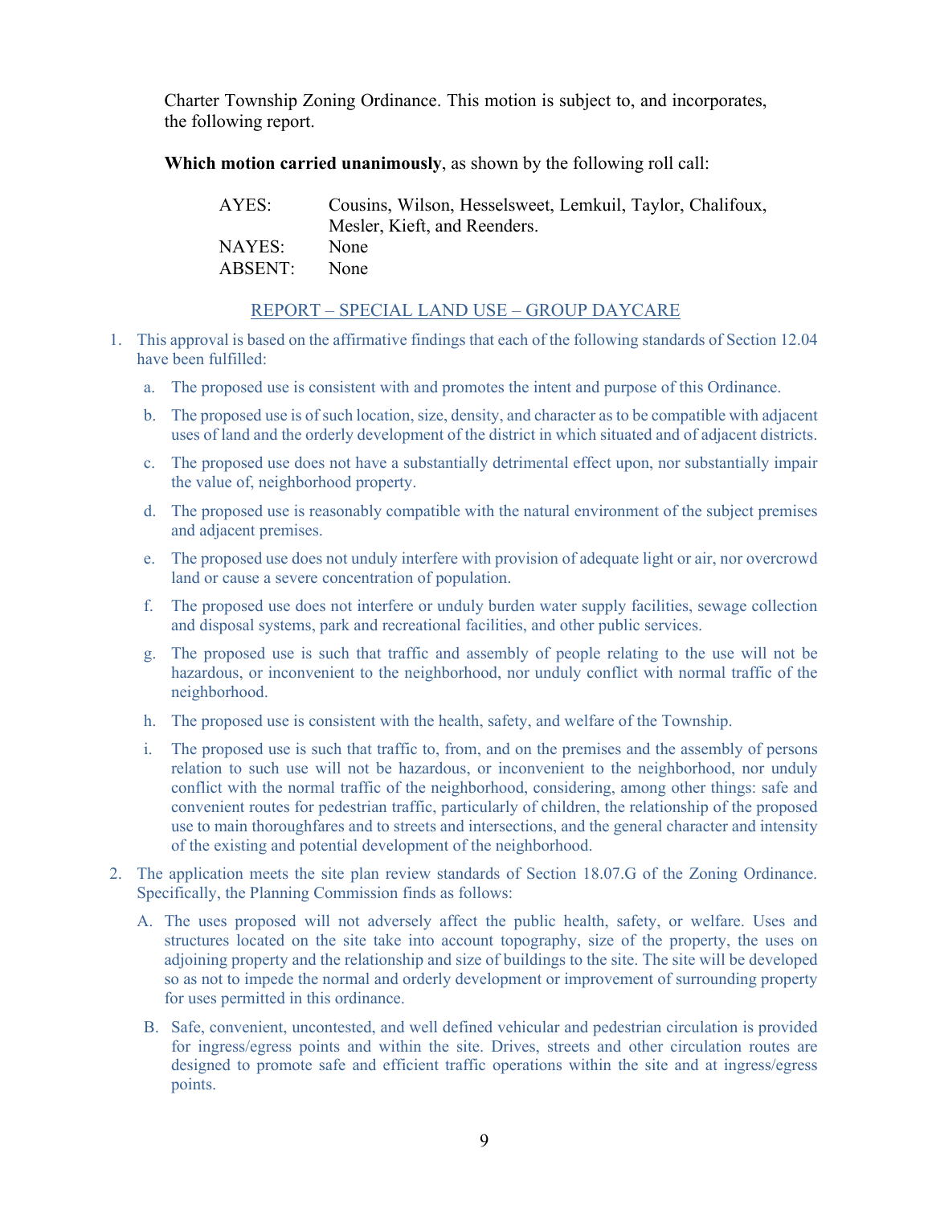Charter Township Zoning Ordinance. This motion is subject to, and incorporates, the following report.

**Which motion carried unanimously**, as shown by the following roll call:

| | |
|---|---|
| AYES: | Cousins, Wilson, Hesselsweet, Lemkuil, Taylor, Chalifoux, Mesler, Kieft, and Reenders. |
| NAYES: | None |
| ABSENT: | None |

REPORT – SPECIAL LAND USE – GROUP DAYCARE

1. This approval is based on the affirmative findings that each of the following standards of Section 12.04 have been fulfilled:
   a. The proposed use is consistent with and promotes the intent and purpose of this Ordinance.
   b. The proposed use is of such location, size, density, and character as to be compatible with adjacent uses of land and the orderly development of the district in which situated and of adjacent districts.
   c. The proposed use does not have a substantially detrimental effect upon, nor substantially impair the value of, neighborhood property.
   d. The proposed use is reasonably compatible with the natural environment of the subject premises and adjacent premises.
   e. The proposed use does not unduly interfere with provision of adequate light or air, nor overcrowd land or cause a severe concentration of population.
   f. The proposed use does not interfere or unduly burden water supply facilities, sewage collection and disposal systems, park and recreational facilities, and other public services.
   g. The proposed use is such that traffic and assembly of people relating to the use will not be hazardous, or inconvenient to the neighborhood, nor unduly conflict with normal traffic of the neighborhood.
   h. The proposed use is consistent with the health, safety, and welfare of the Township.
   i. The proposed use is such that traffic to, from, and on the premises and the assembly of persons relation to such use will not be hazardous, or inconvenient to the neighborhood, nor unduly conflict with the normal traffic of the neighborhood, considering, among other things: safe and convenient routes for pedestrian traffic, particularly of children, the relationship of the proposed use to main thoroughfares and to streets and intersections, and the general character and intensity of the existing and potential development of the neighborhood.
2. The application meets the site plan review standards of Section 18.07.G of the Zoning Ordinance. Specifically, the Planning Commission finds as follows:
   A. The uses proposed will not adversely affect the public health, safety, or welfare. Uses and structures located on the site take into account topography, size of the property, the uses on adjoining property and the relationship and size of buildings to the site. The site will be developed so as not to impede the normal and orderly development or improvement of surrounding property for uses permitted in this ordinance.
   B. Safe, convenient, uncontested, and well defined vehicular and pedestrian circulation is provided for ingress/egress points and within the site. Drives, streets and other circulation routes are designed to promote safe and efficient traffic operations within the site and at ingress/egress points.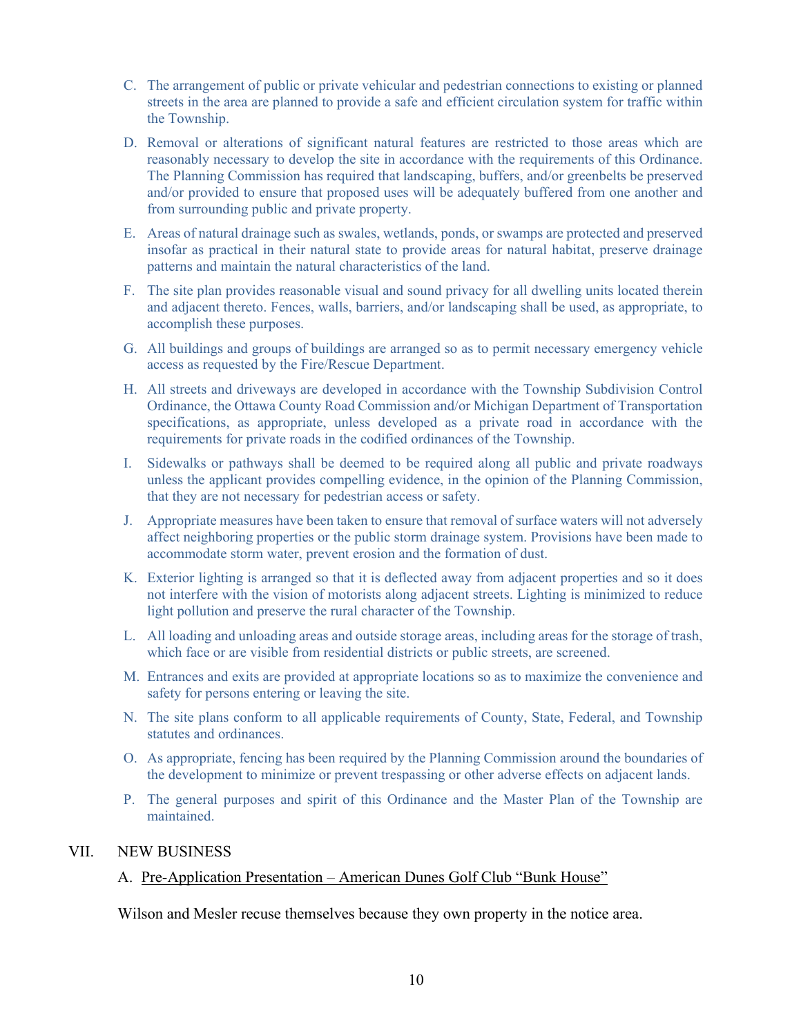C. The arrangement of public or private vehicular and pedestrian connections to existing or planned streets in the area are planned to provide a safe and efficient circulation system for traffic within the Township.

D. Removal or alterations of significant natural features are restricted to those areas which are reasonably necessary to develop the site in accordance with the requirements of this Ordinance. The Planning Commission has required that landscaping, buffers, and/or greenbelts be preserved and/or provided to ensure that proposed uses will be adequately buffered from one another and from surrounding public and private property.

E. Areas of natural drainage such as swales, wetlands, ponds, or swamps are protected and preserved insofar as practical in their natural state to provide areas for natural habitat, preserve drainage patterns and maintain the natural characteristics of the land.

F. The site plan provides reasonable visual and sound privacy for all dwelling units located therein and adjacent thereto. Fences, walls, barriers, and/or landscaping shall be used, as appropriate, to accomplish these purposes.

G. All buildings and groups of buildings are arranged so as to permit necessary emergency vehicle access as requested by the Fire/Rescue Department.

H. All streets and driveways are developed in accordance with the Township Subdivision Control Ordinance, the Ottawa County Road Commission and/or Michigan Department of Transportation specifications, as appropriate, unless developed as a private road in accordance with the requirements for private roads in the codified ordinances of the Township.

I. Sidewalks or pathways shall be deemed to be required along all public and private roadways unless the applicant provides compelling evidence, in the opinion of the Planning Commission, that they are not necessary for pedestrian access or safety.

J. Appropriate measures have been taken to ensure that removal of surface waters will not adversely affect neighboring properties or the public storm drainage system. Provisions have been made to accommodate storm water, prevent erosion and the formation of dust.

K. Exterior lighting is arranged so that it is deflected away from adjacent properties and so it does not interfere with the vision of motorists along adjacent streets. Lighting is minimized to reduce light pollution and preserve the rural character of the Township.

L. All loading and unloading areas and outside storage areas, including areas for the storage of trash, which face or are visible from residential districts or public streets, are screened.

M. Entrances and exits are provided at appropriate locations so as to maximize the convenience and safety for persons entering or leaving the site.

N. The site plans conform to all applicable requirements of County, State, Federal, and Township statutes and ordinances.

O. As appropriate, fencing has been required by the Planning Commission around the boundaries of the development to minimize or prevent trespassing or other adverse effects on adjacent lands.

P. The general purposes and spirit of this Ordinance and the Master Plan of the Township are maintained.

## VII. NEW BUSINESS

### A. Pre-Application Presentation – American Dunes Golf Club "Bunk House"

Wilson and Mesler recuse themselves because they own property in the notice area.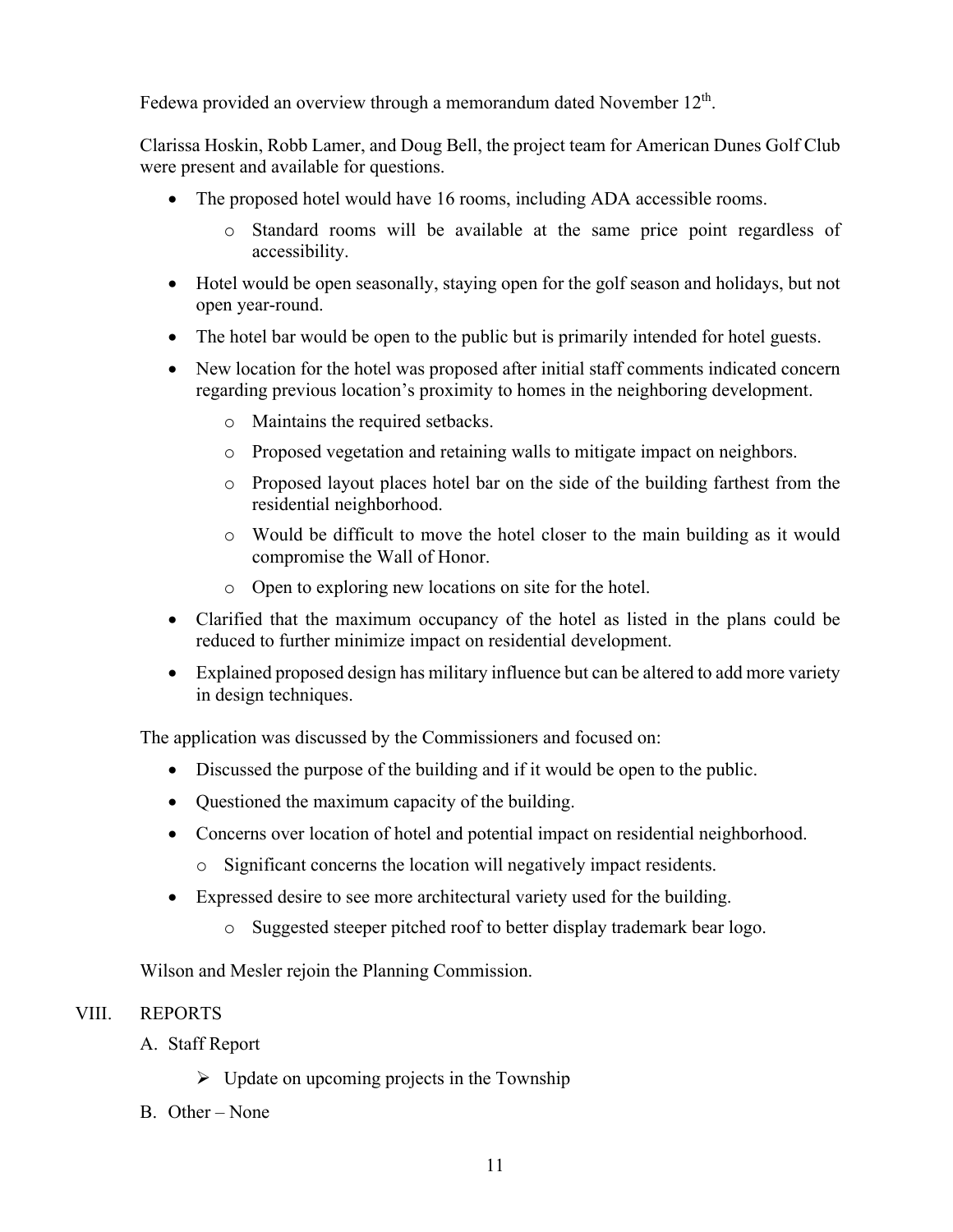Fedewa provided an overview through a memorandum dated November 12th.

Clarissa Hoskin, Robb Lamer, and Doug Bell, the project team for American Dunes Golf Club were present and available for questions.

- The proposed hotel would have 16 rooms, including ADA accessible rooms.
    - Standard rooms will be available at the same price point regardless of accessibility.
- Hotel would be open seasonally, staying open for the golf season and holidays, but not open year-round.
- The hotel bar would be open to the public but is primarily intended for hotel guests.
- New location for the hotel was proposed after initial staff comments indicated concern regarding previous location's proximity to homes in the neighboring development.
    - Maintains the required setbacks.
    - Proposed vegetation and retaining walls to mitigate impact on neighbors.
    - Proposed layout places hotel bar on the side of the building farthest from the residential neighborhood.
    - Would be difficult to move the hotel closer to the main building as it would compromise the Wall of Honor.
    - Open to exploring new locations on site for the hotel.
- Clarified that the maximum occupancy of the hotel as listed in the plans could be reduced to further minimize impact on residential development.
- Explained proposed design has military influence but can be altered to add more variety in design techniques.

The application was discussed by the Commissioners and focused on:

- Discussed the purpose of the building and if it would be open to the public.
- Questioned the maximum capacity of the building.
- Concerns over location of hotel and potential impact on residential neighborhood.
    - Significant concerns the location will negatively impact residents.
- Expressed desire to see more architectural variety used for the building.
    - Suggested steeper pitched roof to better display trademark bear logo.

Wilson and Mesler rejoin the Planning Commission.

## VIII. REPORTS

A. Staff Report

- Update on upcoming projects in the Township

B. Other – None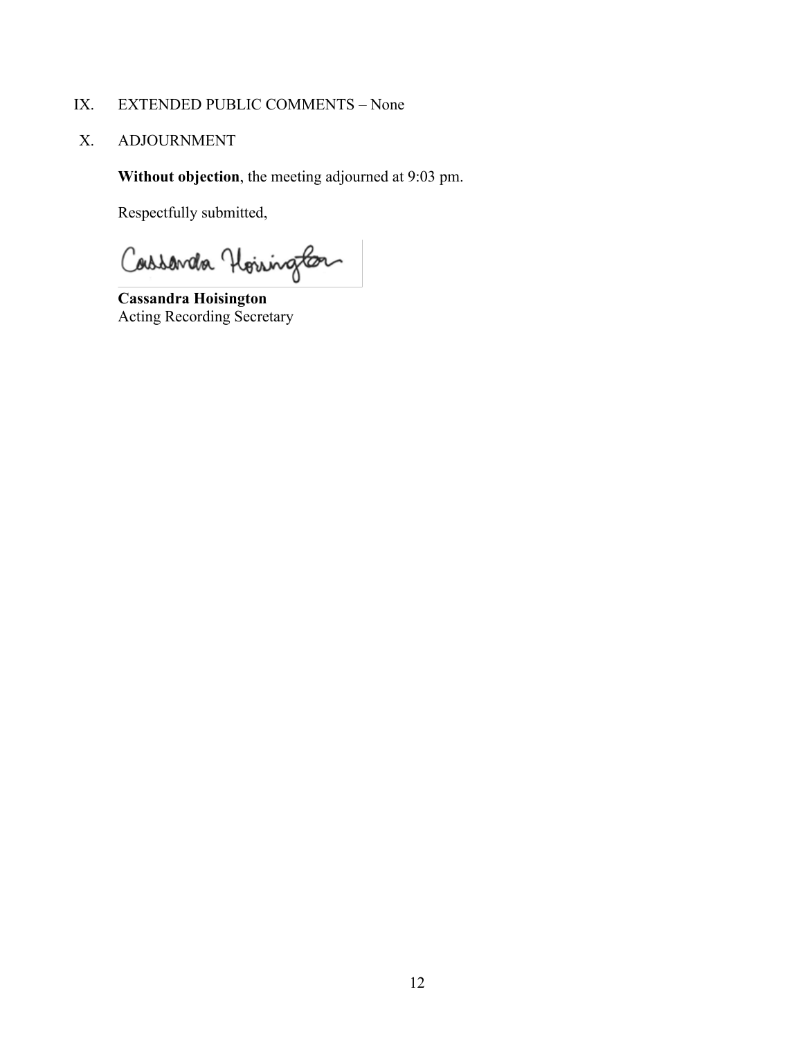IX. EXTENDED PUBLIC COMMENTS – None

X. ADJOURNMENT

**Without objection**, the meeting adjourned at 9:03 pm.

Respectfully submitted,

**Cassandra Hoisington**
Acting Recording Secretary